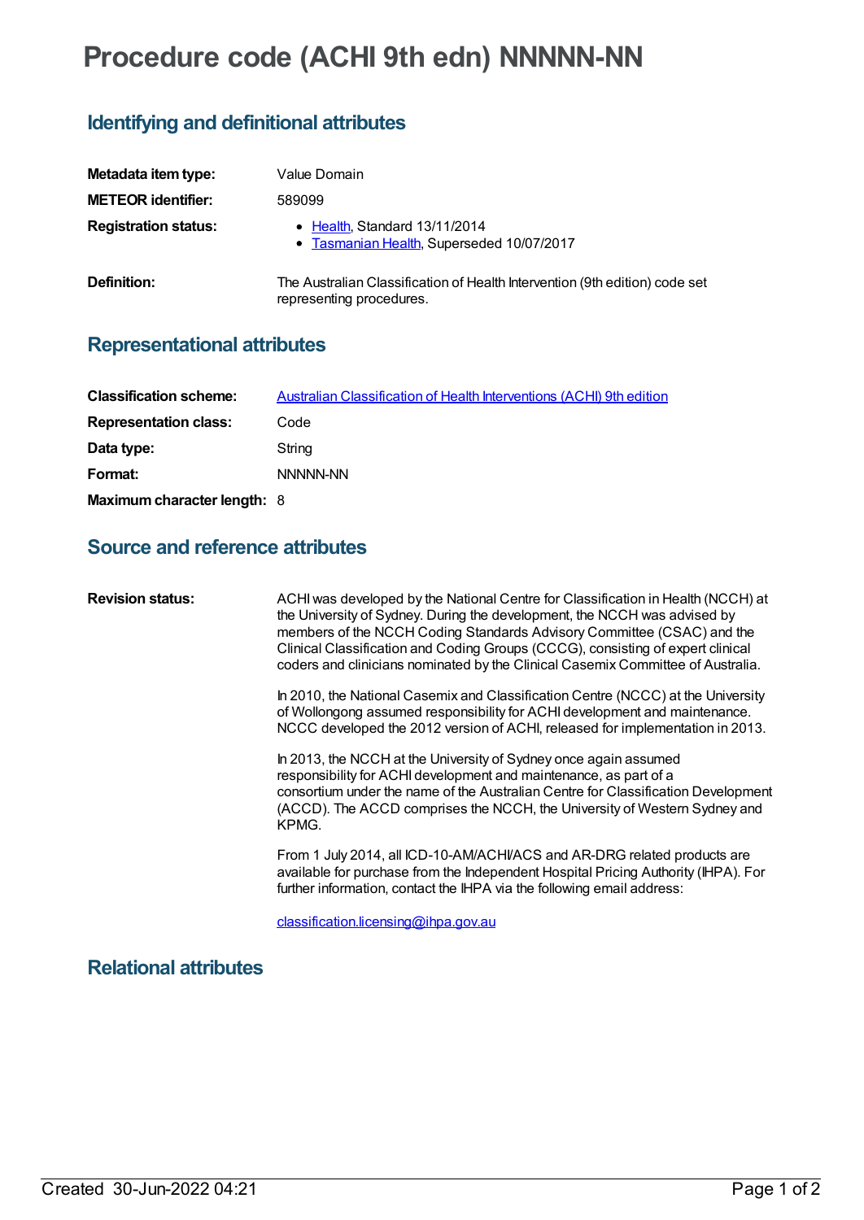# Procedure code (ACHI 9th edn) NNNNN-NN

## Identifying and definitional attributes

| | |
|---|---|
| **Metadata item type:** | Value Domain |
| **METEOR identifier:** | 589099 |
| **Registration status:** | • Health, Standard 13/11/2014<br>• Tasmanian Health, Superseded 10/07/2017 |
| **Definition:** | The Australian Classification of Health Intervention (9th edition) code set representing procedures. |

## Representational attributes

| | |
|---|---|
| **Classification scheme:** | Australian Classification of Health Interventions (ACHI) 9th edition |
| **Representation class:** | Code |
| **Data type:** | String |
| **Format:** | NNNNN-NN |
| **Maximum character length:** | 8 |

## Source and reference attributes

**Revision status:**

ACHI was developed by the National Centre for Classification in Health (NCCH) at the University of Sydney. During the development, the NCCH was advised by members of the NCCH Coding Standards Advisory Committee (CSAC) and the Clinical Classification and Coding Groups (CCCG), consisting of expert clinical coders and clinicians nominated by the Clinical Casemix Committee of Australia.

In 2010, the National Casemix and Classification Centre (NCCC) at the University of Wollongong assumed responsibility for ACHI development and maintenance. NCCC developed the 2012 version of ACHI, released for implementation in 2013.

In 2013, the NCCH at the University of Sydney once again assumed responsibility for ACHI development and maintenance, as part of a consortium under the name of the Australian Centre for Classification Development (ACCD). The ACCD comprises the NCCH, the University of Western Sydney and KPMG.

From 1 July 2014, all ICD-10-AM/ACHI/ACS and AR-DRG related products are available for purchase from the Independent Hospital Pricing Authority (IHPA). For further information, contact the IHPA via the following email address:

classification.licensing@ihpa.gov.au

## Relational attributes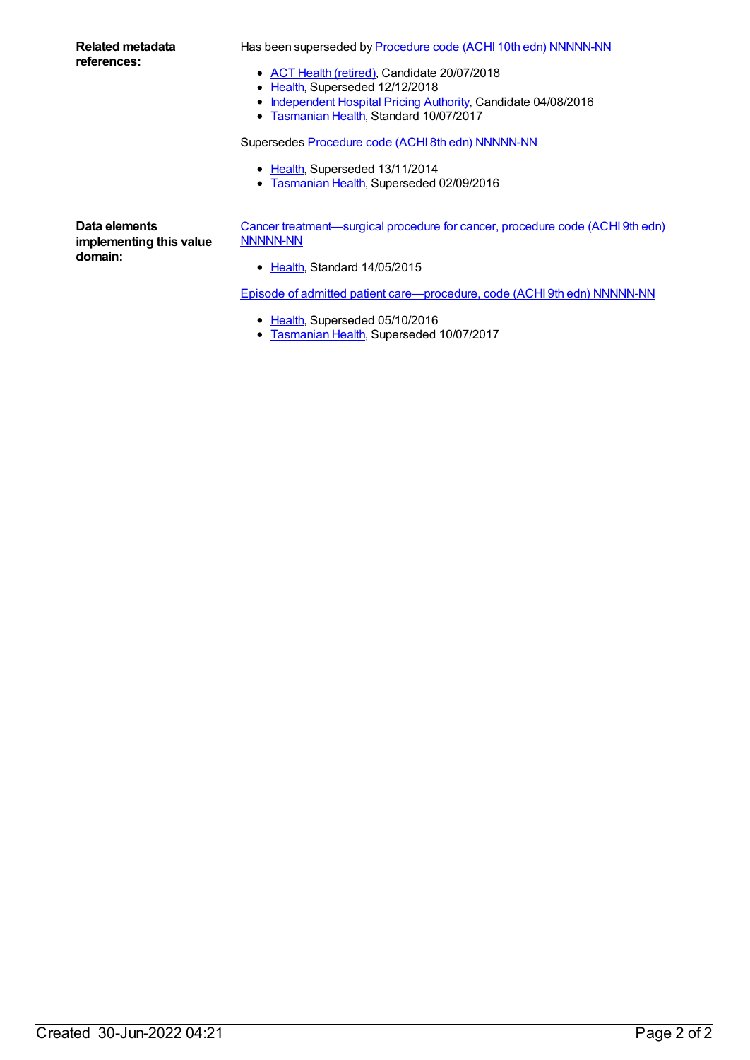**Related metadata references:**

Has been superseded by Procedure code (ACHI 10th edn) NNNNN-NN

- ACT Health (retired), Candidate 20/07/2018
- Health, Superseded 12/12/2018
- Independent Hospital Pricing Authority, Candidate 04/08/2016
- Tasmanian Health, Standard 10/07/2017

Supersedes Procedure code (ACHI 8th edn) NNNNN-NN

- Health, Superseded 13/11/2014
- Tasmanian Health, Superseded 02/09/2016

**Data elements implementing this value domain:**

Cancer treatment—surgical procedure for cancer, procedure code (ACHI 9th edn) NNNNN-NN

- Health, Standard 14/05/2015

Episode of admitted patient care—procedure, code (ACHI 9th edn) NNNNN-NN

- Health, Superseded 05/10/2016
- Tasmanian Health, Superseded 10/07/2017